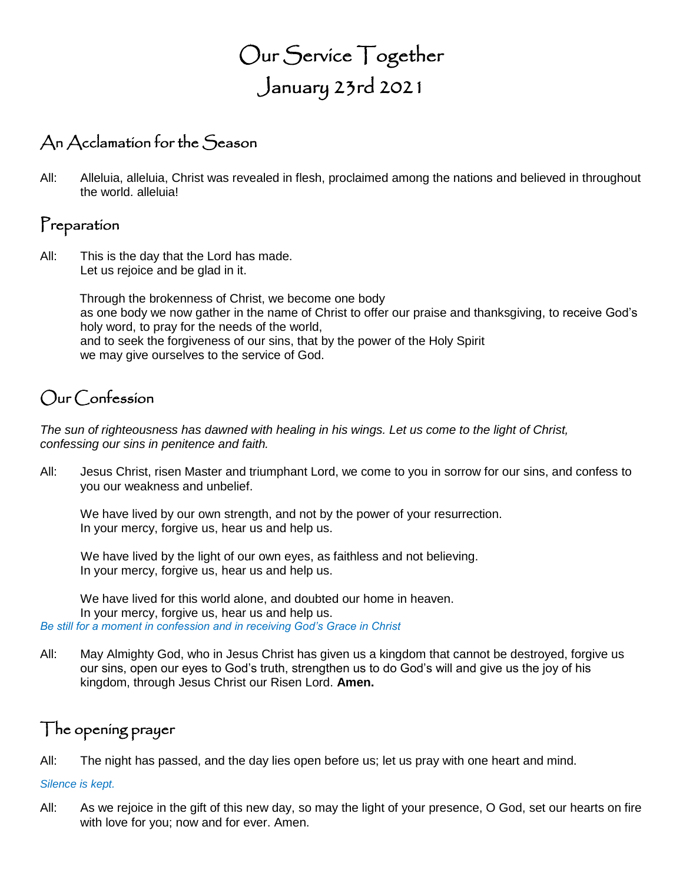# Our Service Together
# January 23rd 2021

## An Acclamation for the Season

All: Alleluia, alleluia, Christ was revealed in flesh, proclaimed among the nations and believed in throughout the world. alleluia!

## Preparation

All: This is the day that the Lord has made.
Let us rejoice and be glad in it.

Through the brokenness of Christ, we become one body
as one body we now gather in the name of Christ to offer our praise and thanksgiving, to receive God's holy word, to pray for the needs of the world,
and to seek the forgiveness of our sins, that by the power of the Holy Spirit
we may give ourselves to the service of God.

## Our Confession

*The sun of righteousness has dawned with healing in his wings. Let us come to the light of Christ, confessing our sins in penitence and faith.*

All: Jesus Christ, risen Master and triumphant Lord, we come to you in sorrow for our sins, and confess to you our weakness and unbelief.

We have lived by our own strength, and not by the power of your resurrection.
In your mercy, forgive us, hear us and help us.

We have lived by the light of our own eyes, as faithless and not believing.
In your mercy, forgive us, hear us and help us.

We have lived for this world alone, and doubted our home in heaven.
In your mercy, forgive us, hear us and help us.

*Be still for a moment in confession and in receiving God's Grace in Christ*

All: May Almighty God, who in Jesus Christ has given us a kingdom that cannot be destroyed, forgive us our sins, open our eyes to God's truth, strengthen us to do God's will and give us the joy of his kingdom, through Jesus Christ our Risen Lord. **Amen.**

## The opening prayer

All: The night has passed, and the day lies open before us; let us pray with one heart and mind.

*Silence is kept.*

All: As we rejoice in the gift of this new day, so may the light of your presence, O God, set our hearts on fire with love for you; now and for ever. Amen.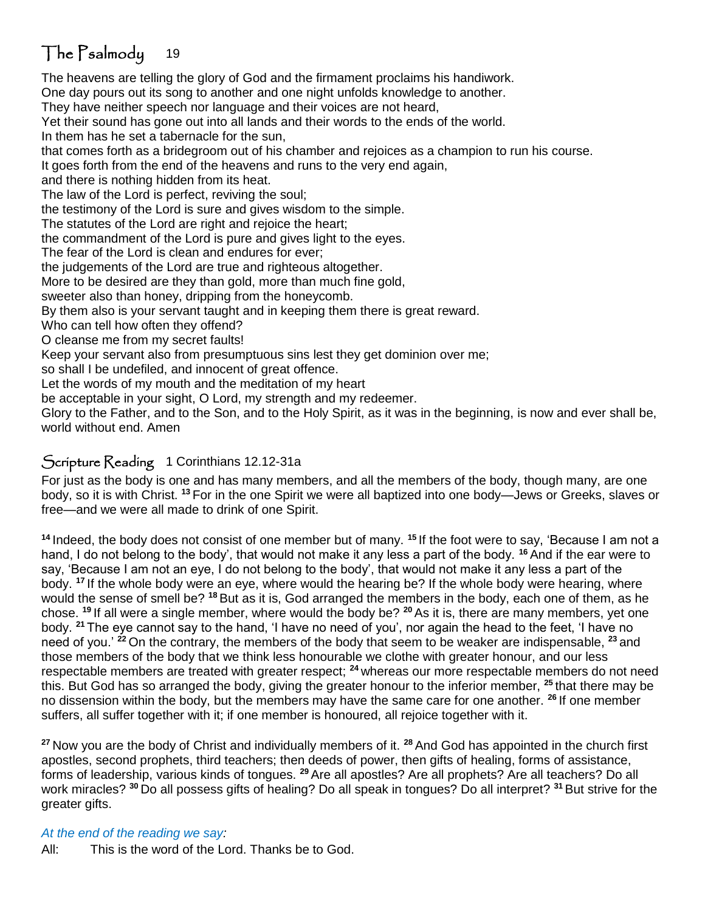## The Psalmody 19

The heavens are telling the glory of God and the firmament proclaims his handiwork.
One day pours out its song to another and one night unfolds knowledge to another.
They have neither speech nor language and their voices are not heard,
Yet their sound has gone out into all lands and their words to the ends of the world.
In them has he set a tabernacle for the sun,
that comes forth as a bridegroom out of his chamber and rejoices as a champion to run his course.
It goes forth from the end of the heavens and runs to the very end again,
and there is nothing hidden from its heat.
The law of the Lord is perfect, reviving the soul;
the testimony of the Lord is sure and gives wisdom to the simple.
The statutes of the Lord are right and rejoice the heart;
the commandment of the Lord is pure and gives light to the eyes.
The fear of the Lord is clean and endures for ever;
the judgements of the Lord are true and righteous altogether.
More to be desired are they than gold, more than much fine gold,
sweeter also than honey, dripping from the honeycomb.
By them also is your servant taught and in keeping them there is great reward.
Who can tell how often they offend?
O cleanse me from my secret faults!
Keep your servant also from presumptuous sins lest they get dominion over me;
so shall I be undefiled, and innocent of great offence.
Let the words of my mouth and the meditation of my heart
be acceptable in your sight, O Lord, my strength and my redeemer.
Glory to the Father, and to the Son, and to the Holy Spirit, as it was in the beginning, is now and ever shall be, world without end. Amen

## Scripture Reading 1 Corinthians 12.12-31a

For just as the body is one and has many members, and all the members of the body, though many, are one body, so it is with Christ. [13] For in the one Spirit we were all baptized into one body—Jews or Greeks, slaves or free—and we were all made to drink of one Spirit.

[14] Indeed, the body does not consist of one member but of many. [15] If the foot were to say, 'Because I am not a hand, I do not belong to the body', that would not make it any less a part of the body. [16] And if the ear were to say, 'Because I am not an eye, I do not belong to the body', that would not make it any less a part of the body. [17] If the whole body were an eye, where would the hearing be? If the whole body were hearing, where would the sense of smell be? [18] But as it is, God arranged the members in the body, each one of them, as he chose. [19] If all were a single member, where would the body be? [20] As it is, there are many members, yet one body. [21] The eye cannot say to the hand, 'I have no need of you', nor again the head to the feet, 'I have no need of you.' [22] On the contrary, the members of the body that seem to be weaker are indispensable, [23] and those members of the body that we think less honourable we clothe with greater honour, and our less respectable members are treated with greater respect; [24] whereas our more respectable members do not need this. But God has so arranged the body, giving the greater honour to the inferior member, [25] that there may be no dissension within the body, but the members may have the same care for one another. [26] If one member suffers, all suffer together with it; if one member is honoured, all rejoice together with it.

[27] Now you are the body of Christ and individually members of it. [28] And God has appointed in the church first apostles, second prophets, third teachers; then deeds of power, then gifts of healing, forms of assistance, forms of leadership, various kinds of tongues. [29] Are all apostles? Are all prophets? Are all teachers? Do all work miracles? [30] Do all possess gifts of healing? Do all speak in tongues? Do all interpret? [31] But strive for the greater gifts.

*At the end of the reading we say:*

All: This is the word of the Lord. Thanks be to God.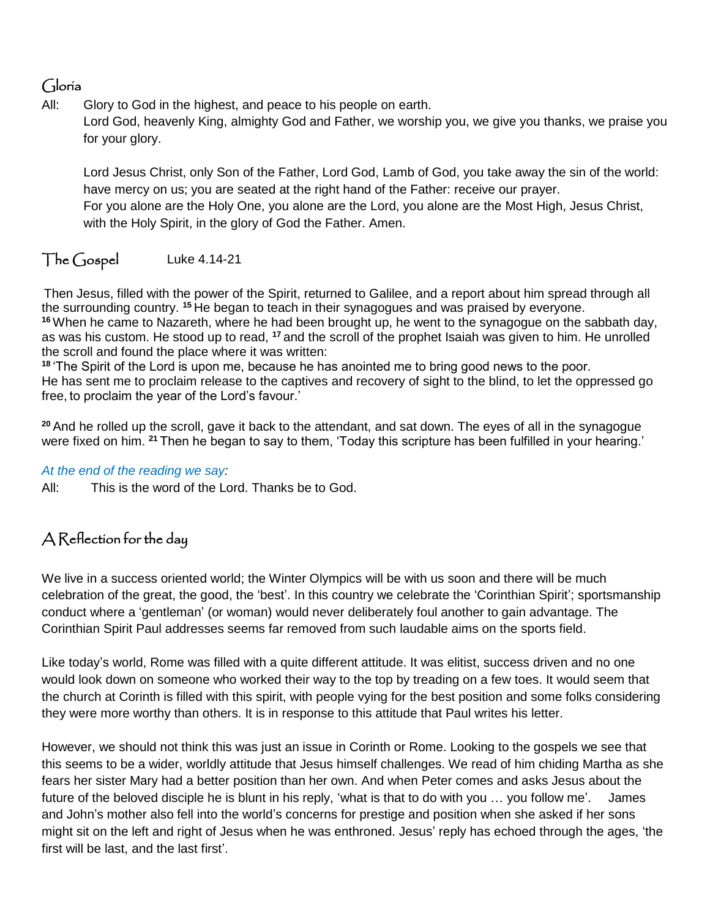## Gloria

All: Glory to God in the highest, and peace to his people on earth.
Lord God, heavenly King, almighty God and Father, we worship you, we give you thanks, we praise you for your glory.

Lord Jesus Christ, only Son of the Father, Lord God, Lamb of God, you take away the sin of the world: have mercy on us; you are seated at the right hand of the Father: receive our prayer.
For you alone are the Holy One, you alone are the Lord, you alone are the Most High, Jesus Christ, with the Holy Spirit, in the glory of God the Father. Amen.

## The Gospel Luke 4.14-21

Then Jesus, filled with the power of the Spirit, returned to Galilee, and a report about him spread through all the surrounding country. **15** He began to teach in their synagogues and was praised by everyone.
**16** When he came to Nazareth, where he had been brought up, he went to the synagogue on the sabbath day, as was his custom. He stood up to read, **17** and the scroll of the prophet Isaiah was given to him. He unrolled the scroll and found the place where it was written:
**18** 'The Spirit of the Lord is upon me, because he has anointed me to bring good news to the poor.
He has sent me to proclaim release to the captives and recovery of sight to the blind, to let the oppressed go free, to proclaim the year of the Lord's favour.'

**20** And he rolled up the scroll, gave it back to the attendant, and sat down. The eyes of all in the synagogue were fixed on him. **21** Then he began to say to them, 'Today this scripture has been fulfilled in your hearing.'

*At the end of the reading we say:*

All: This is the word of the Lord. Thanks be to God.

## A Reflection for the day

We live in a success oriented world; the Winter Olympics will be with us soon and there will be much celebration of the great, the good, the 'best'. In this country we celebrate the 'Corinthian Spirit'; sportsmanship conduct where a 'gentleman' (or woman) would never deliberately foul another to gain advantage. The Corinthian Spirit Paul addresses seems far removed from such laudable aims on the sports field.

Like today's world, Rome was filled with a quite different attitude. It was elitist, success driven and no one would look down on someone who worked their way to the top by treading on a few toes. It would seem that the church at Corinth is filled with this spirit, with people vying for the best position and some folks considering they were more worthy than others. It is in response to this attitude that Paul writes his letter.

However, we should not think this was just an issue in Corinth or Rome. Looking to the gospels we see that this seems to be a wider, worldly attitude that Jesus himself challenges. We read of him chiding Martha as she fears her sister Mary had a better position than her own. And when Peter comes and asks Jesus about the future of the beloved disciple he is blunt in his reply, 'what is that to do with you … you follow me'. James and John's mother also fell into the world's concerns for prestige and position when she asked if her sons might sit on the left and right of Jesus when he was enthroned. Jesus' reply has echoed through the ages, 'the first will be last, and the last first'.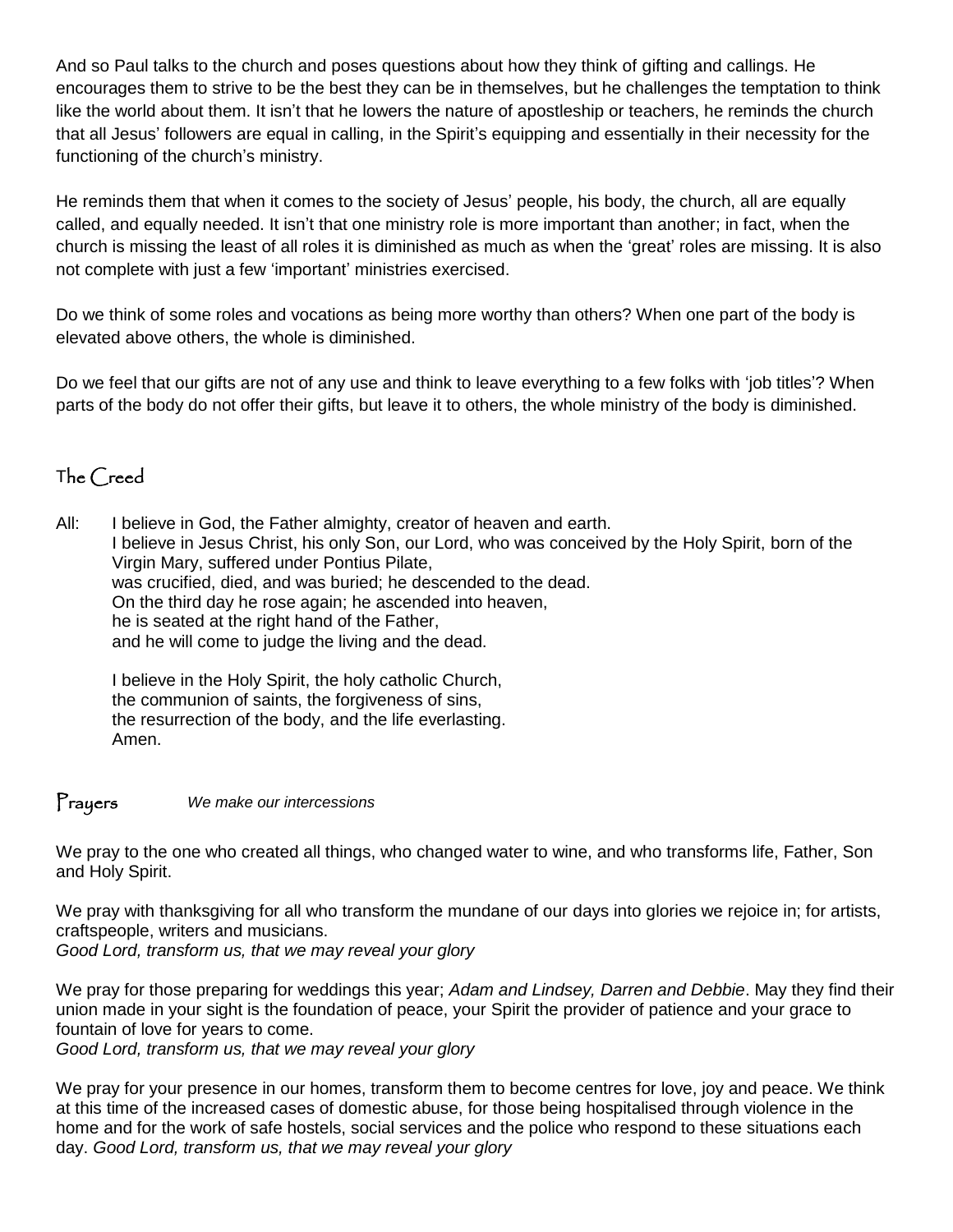And so Paul talks to the church and poses questions about how they think of gifting and callings. He encourages them to strive to be the best they can be in themselves, but he challenges the temptation to think like the world about them. It isn't that he lowers the nature of apostleship or teachers, he reminds the church that all Jesus' followers are equal in calling, in the Spirit's equipping and essentially in their necessity for the functioning of the church's ministry.

He reminds them that when it comes to the society of Jesus' people, his body, the church, all are equally called, and equally needed. It isn't that one ministry role is more important than another; in fact, when the church is missing the least of all roles it is diminished as much as when the 'great' roles are missing. It is also not complete with just a few 'important' ministries exercised.

Do we think of some roles and vocations as being more worthy than others? When one part of the body is elevated above others, the whole is diminished.

Do we feel that our gifts are not of any use and think to leave everything to a few folks with 'job titles'? When parts of the body do not offer their gifts, but leave it to others, the whole ministry of the body is diminished.

## The Creed

All: I believe in God, the Father almighty, creator of heaven and earth.
I believe in Jesus Christ, his only Son, our Lord, who was conceived by the Holy Spirit, born of the Virgin Mary, suffered under Pontius Pilate,
was crucified, died, and was buried; he descended to the dead.
On the third day he rose again; he ascended into heaven,
he is seated at the right hand of the Father,
and he will come to judge the living and the dead.

I believe in the Holy Spirit, the holy catholic Church,
the communion of saints, the forgiveness of sins,
the resurrection of the body, and the life everlasting.
Amen.

## Prayers *We make our intercessions*

We pray to the one who created all things, who changed water to wine, and who transforms life, Father, Son and Holy Spirit.

We pray with thanksgiving for all who transform the mundane of our days into glories we rejoice in; for artists, craftspeople, writers and musicians.
*Good Lord, transform us, that we may reveal your glory*

We pray for those preparing for weddings this year; *Adam and Lindsey, Darren and Debbie*. May they find their union made in your sight is the foundation of peace, your Spirit the provider of patience and your grace to fountain of love for years to come.
*Good Lord, transform us, that we may reveal your glory*

We pray for your presence in our homes, transform them to become centres for love, joy and peace. We think at this time of the increased cases of domestic abuse, for those being hospitalised through violence in the home and for the work of safe hostels, social services and the police who respond to these situations each day. *Good Lord, transform us, that we may reveal your glory*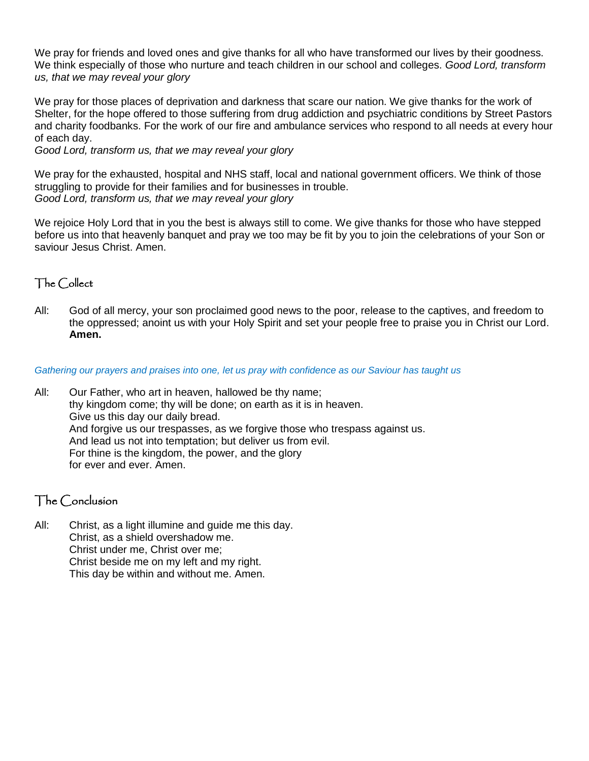We pray for friends and loved ones and give thanks for all who have transformed our lives by their goodness. We think especially of those who nurture and teach children in our school and colleges. *Good Lord, transform us, that we may reveal your glory*

We pray for those places of deprivation and darkness that scare our nation. We give thanks for the work of Shelter, for the hope offered to those suffering from drug addiction and psychiatric conditions by Street Pastors and charity foodbanks. For the work of our fire and ambulance services who respond to all needs at every hour of each day.
*Good Lord, transform us, that we may reveal your glory*

We pray for the exhausted, hospital and NHS staff, local and national government officers. We think of those struggling to provide for their families and for businesses in trouble.
*Good Lord, transform us, that we may reveal your glory*

We rejoice Holy Lord that in you the best is always still to come. We give thanks for those who have stepped before us into that heavenly banquet and pray we too may be fit by you to join the celebrations of your Son or saviour Jesus Christ. Amen.

## The Collect

All: God of all mercy, your son proclaimed good news to the poor, release to the captives, and freedom to the oppressed; anoint us with your Holy Spirit and set your people free to praise you in Christ our Lord. **Amen.**

*Gathering our prayers and praises into one, let us pray with confidence as our Saviour has taught us*

All: Our Father, who art in heaven, hallowed be thy name;
thy kingdom come; thy will be done; on earth as it is in heaven.
Give us this day our daily bread.
And forgive us our trespasses, as we forgive those who trespass against us.
And lead us not into temptation; but deliver us from evil.
For thine is the kingdom, the power, and the glory
for ever and ever. Amen.

## The Conclusion

All: Christ, as a light illumine and guide me this day.
Christ, as a shield overshadow me.
Christ under me, Christ over me;
Christ beside me on my left and my right.
This day be within and without me. Amen.